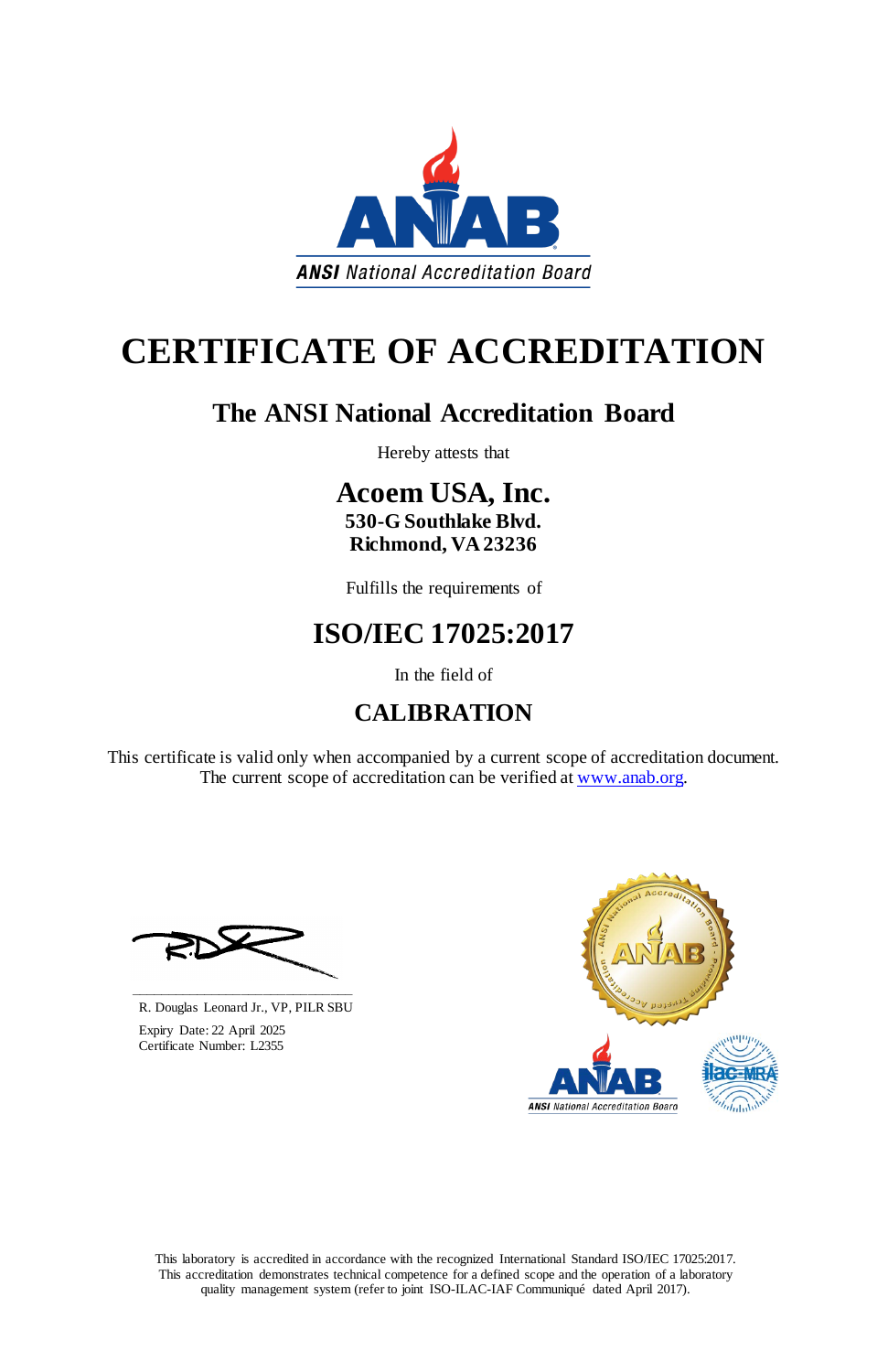ANSI National Accreditation Board

# CERTIFICATE OF ACCREDITATION

## The ANSI National Accreditation Board

Hereby attests that

## Acoem USA, Inc.

**530-G Southlake Blvd.**
**Richmond, VA 23236**

Fulfills the requirements of

## ISO/IEC 17025:2017

In the field of

## CALIBRATION

This certificate is valid only when accompanied by a current scope of accreditation document. The current scope of accreditation can be verified at www.anab.org.

R. Douglas Leonard Jr., VP, PILR SBU

Expiry Date: 22 April 2025
Certificate Number: L2355

This laboratory is accredited in accordance with the recognized International Standard ISO/IEC 17025:2017. This accreditation demonstrates technical competence for a defined scope and the operation of a laboratory quality management system (refer to joint ISO-ILAC-IAF Communiqué dated April 2017).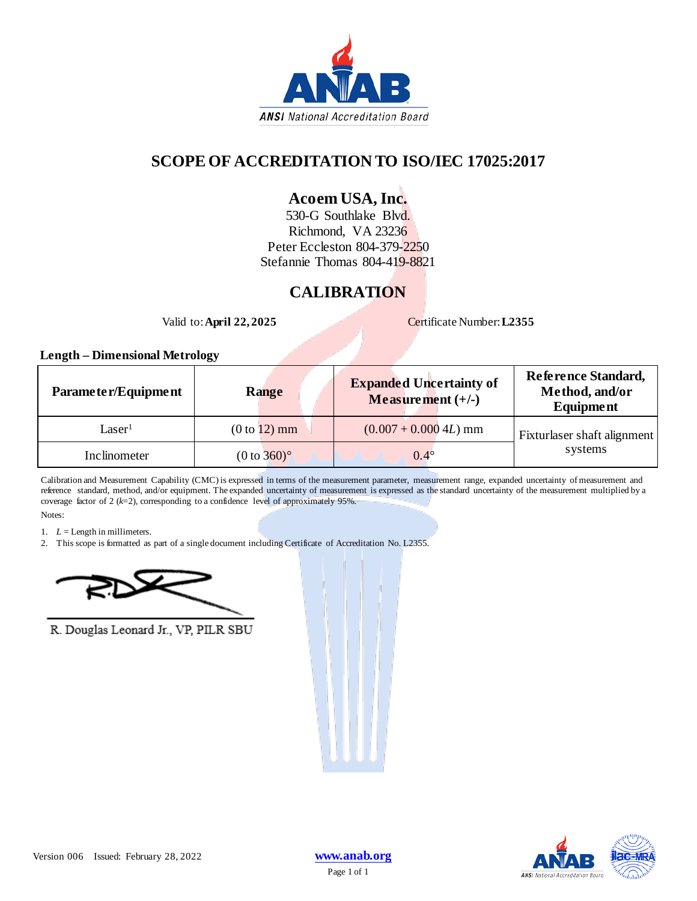# SCOPE OF ACCREDITATION TO ISO/IEC 17025:2017

## Acoem USA, Inc.

530-G Southlake Blvd.
Richmond, VA 23236
Peter Eccleston 804-379-2250
Stefannie Thomas 804-419-8821

## CALIBRATION

Valid to: **April 22, 2025** Certificate Number: **L2355**

### Length – Dimensional Metrology

| Parameter/Equipment | Range | Expanded Uncertainty of Measurement (+/-) | Reference Standard, Method, and/or Equipment |
|---|---|---|---|
| Laser[1] | (0 to 12) mm | (0.007 + 0.000 4$L$) mm | Fixturlaser shaft alignment systems |
| Inclinometer | (0 to 360)° | 0.4° | |

Calibration and Measurement Capability (CMC) is expressed in terms of the measurement parameter, measurement range, expanded uncertainty of measurement and reference standard, method, and/or equipment. The expanded uncertainty of measurement is expressed as the standard uncertainty of the measurement multiplied by a coverage factor of 2 ($k$=2), corresponding to a confidence level of approximately 95%.

Notes:

1. $L$ = Length in millimeters.
2. This scope is formatted as part of a single document including Certificate of Accreditation No. L2355.

R. Douglas Leonard Jr., VP, PILR SBU

Version 006 Issued: February 28, 2022

www.anab.org